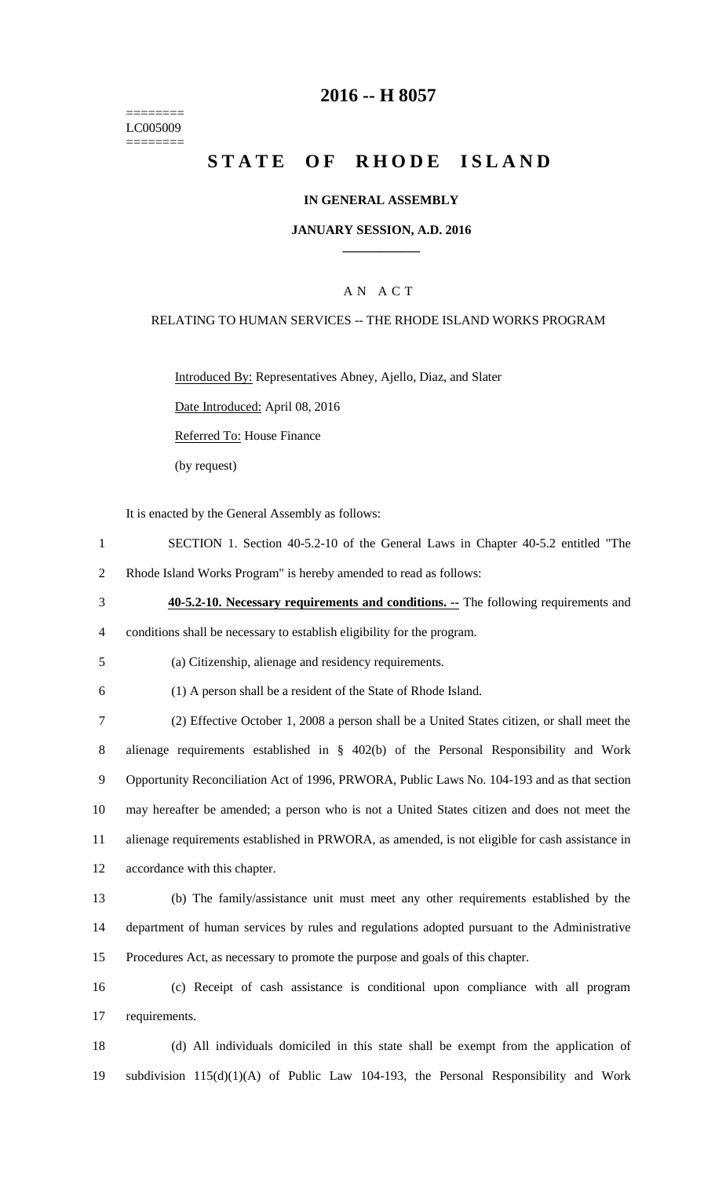========
LC005009
========

# 2016 -- H 8057

# STATE OF RHODE ISLAND

### IN GENERAL ASSEMBLY

### JANUARY SESSION, A.D. 2016

A N A C T

RELATING TO HUMAN SERVICES -- THE RHODE ISLAND WORKS PROGRAM

Introduced By: Representatives Abney, Ajello, Diaz, and Slater

Date Introduced: April 08, 2016

Referred To: House Finance

(by request)

It is enacted by the General Assembly as follows:

1 SECTION 1. Section 40-5.2-10 of the General Laws in Chapter 40-5.2 entitled "The
2 Rhode Island Works Program" is hereby amended to read as follows:

3 **40-5.2-10. Necessary requirements and conditions. --** The following requirements and
4 conditions shall be necessary to establish eligibility for the program.

5 (a) Citizenship, alienage and residency requirements.

6 (1) A person shall be a resident of the State of Rhode Island.

7 (2) Effective October 1, 2008 a person shall be a United States citizen, or shall meet the
8 alienage requirements established in § 402(b) of the Personal Responsibility and Work
9 Opportunity Reconciliation Act of 1996, PRWORA, Public Laws No. 104-193 and as that section
10 may hereafter be amended; a person who is not a United States citizen and does not meet the
11 alienage requirements established in PRWORA, as amended, is not eligible for cash assistance in
12 accordance with this chapter.

13 (b) The family/assistance unit must meet any other requirements established by the
14 department of human services by rules and regulations adopted pursuant to the Administrative
15 Procedures Act, as necessary to promote the purpose and goals of this chapter.

16 (c) Receipt of cash assistance is conditional upon compliance with all program
17 requirements.

18 (d) All individuals domiciled in this state shall be exempt from the application of
19 subdivision 115(d)(1)(A) of Public Law 104-193, the Personal Responsibility and Work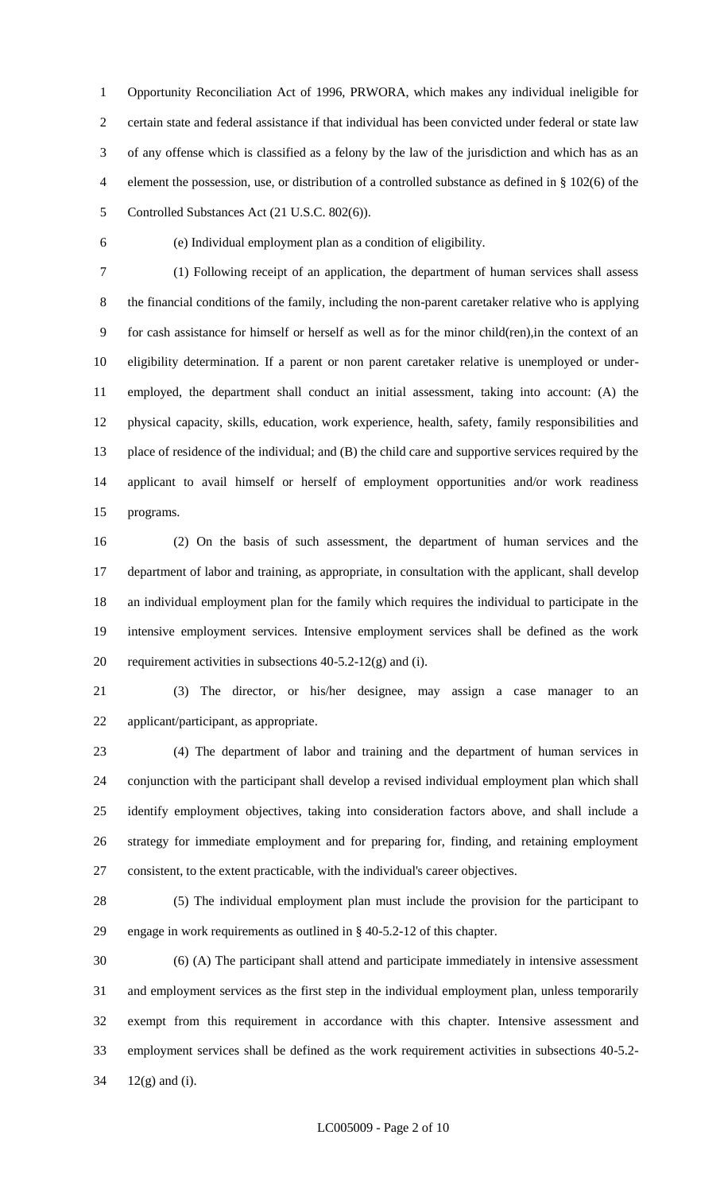Opportunity Reconciliation Act of 1996, PRWORA, which makes any individual ineligible for certain state and federal assistance if that individual has been convicted under federal or state law of any offense which is classified as a felony by the law of the jurisdiction and which has as an element the possession, use, or distribution of a controlled substance as defined in § 102(6) of the Controlled Substances Act (21 U.S.C. 802(6)).

(e) Individual employment plan as a condition of eligibility.

(1) Following receipt of an application, the department of human services shall assess the financial conditions of the family, including the non-parent caretaker relative who is applying for cash assistance for himself or herself as well as for the minor child(ren),in the context of an eligibility determination. If a parent or non parent caretaker relative is unemployed or under-employed, the department shall conduct an initial assessment, taking into account: (A) the physical capacity, skills, education, work experience, health, safety, family responsibilities and place of residence of the individual; and (B) the child care and supportive services required by the applicant to avail himself or herself of employment opportunities and/or work readiness programs.

(2) On the basis of such assessment, the department of human services and the department of labor and training, as appropriate, in consultation with the applicant, shall develop an individual employment plan for the family which requires the individual to participate in the intensive employment services. Intensive employment services shall be defined as the work requirement activities in subsections 40-5.2-12(g) and (i).

(3) The director, or his/her designee, may assign a case manager to an applicant/participant, as appropriate.

(4) The department of labor and training and the department of human services in conjunction with the participant shall develop a revised individual employment plan which shall identify employment objectives, taking into consideration factors above, and shall include a strategy for immediate employment and for preparing for, finding, and retaining employment consistent, to the extent practicable, with the individual's career objectives.

(5) The individual employment plan must include the provision for the participant to engage in work requirements as outlined in § 40-5.2-12 of this chapter.

(6) (A) The participant shall attend and participate immediately in intensive assessment and employment services as the first step in the individual employment plan, unless temporarily exempt from this requirement in accordance with this chapter. Intensive assessment and employment services shall be defined as the work requirement activities in subsections 40-5.2-12(g) and (i).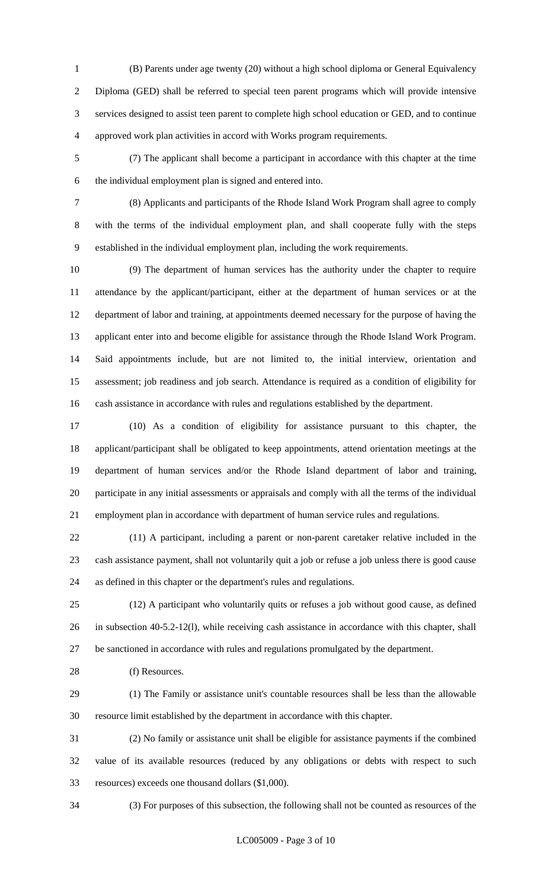(B) Parents under age twenty (20) without a high school diploma or General Equivalency Diploma (GED) shall be referred to special teen parent programs which will provide intensive services designed to assist teen parent to complete high school education or GED, and to continue approved work plan activities in accord with Works program requirements.

(7) The applicant shall become a participant in accordance with this chapter at the time the individual employment plan is signed and entered into.

(8) Applicants and participants of the Rhode Island Work Program shall agree to comply with the terms of the individual employment plan, and shall cooperate fully with the steps established in the individual employment plan, including the work requirements.

(9) The department of human services has the authority under the chapter to require attendance by the applicant/participant, either at the department of human services or at the department of labor and training, at appointments deemed necessary for the purpose of having the applicant enter into and become eligible for assistance through the Rhode Island Work Program. Said appointments include, but are not limited to, the initial interview, orientation and assessment; job readiness and job search. Attendance is required as a condition of eligibility for cash assistance in accordance with rules and regulations established by the department.

(10) As a condition of eligibility for assistance pursuant to this chapter, the applicant/participant shall be obligated to keep appointments, attend orientation meetings at the department of human services and/or the Rhode Island department of labor and training, participate in any initial assessments or appraisals and comply with all the terms of the individual employment plan in accordance with department of human service rules and regulations.

(11) A participant, including a parent or non-parent caretaker relative included in the cash assistance payment, shall not voluntarily quit a job or refuse a job unless there is good cause as defined in this chapter or the department's rules and regulations.

(12) A participant who voluntarily quits or refuses a job without good cause, as defined in subsection 40-5.2-12(l), while receiving cash assistance in accordance with this chapter, shall be sanctioned in accordance with rules and regulations promulgated by the department.

(f) Resources.

(1) The Family or assistance unit's countable resources shall be less than the allowable resource limit established by the department in accordance with this chapter.

(2) No family or assistance unit shall be eligible for assistance payments if the combined value of its available resources (reduced by any obligations or debts with respect to such resources) exceeds one thousand dollars ($1,000).

(3) For purposes of this subsection, the following shall not be counted as resources of the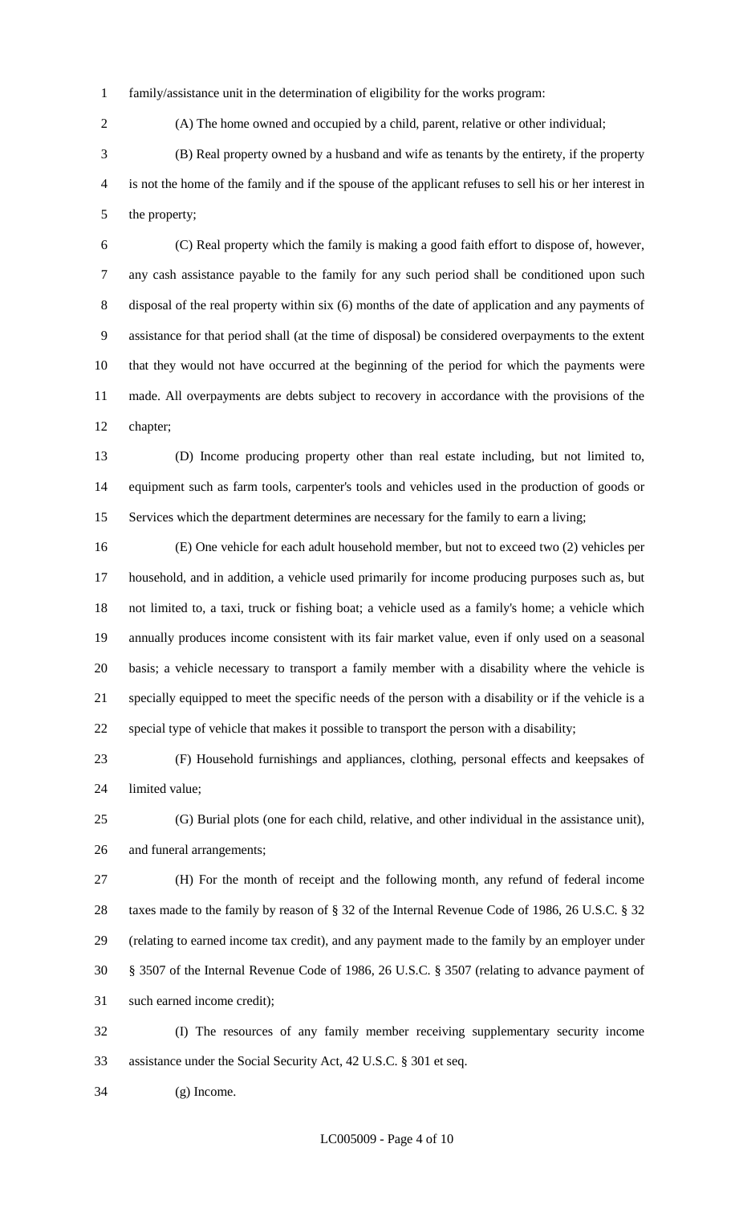family/assistance unit in the determination of eligibility for the works program:

(A) The home owned and occupied by a child, parent, relative or other individual;

(B) Real property owned by a husband and wife as tenants by the entirety, if the property is not the home of the family and if the spouse of the applicant refuses to sell his or her interest in the property;

(C) Real property which the family is making a good faith effort to dispose of, however, any cash assistance payable to the family for any such period shall be conditioned upon such disposal of the real property within six (6) months of the date of application and any payments of assistance for that period shall (at the time of disposal) be considered overpayments to the extent that they would not have occurred at the beginning of the period for which the payments were made. All overpayments are debts subject to recovery in accordance with the provisions of the chapter;

(D) Income producing property other than real estate including, but not limited to, equipment such as farm tools, carpenter's tools and vehicles used in the production of goods or Services which the department determines are necessary for the family to earn a living;

(E) One vehicle for each adult household member, but not to exceed two (2) vehicles per household, and in addition, a vehicle used primarily for income producing purposes such as, but not limited to, a taxi, truck or fishing boat; a vehicle used as a family's home; a vehicle which annually produces income consistent with its fair market value, even if only used on a seasonal basis; a vehicle necessary to transport a family member with a disability where the vehicle is specially equipped to meet the specific needs of the person with a disability or if the vehicle is a special type of vehicle that makes it possible to transport the person with a disability;

(F) Household furnishings and appliances, clothing, personal effects and keepsakes of limited value;

(G) Burial plots (one for each child, relative, and other individual in the assistance unit), and funeral arrangements;

(H) For the month of receipt and the following month, any refund of federal income taxes made to the family by reason of § 32 of the Internal Revenue Code of 1986, 26 U.S.C. § 32 (relating to earned income tax credit), and any payment made to the family by an employer under § 3507 of the Internal Revenue Code of 1986, 26 U.S.C. § 3507 (relating to advance payment of such earned income credit);

(I) The resources of any family member receiving supplementary security income assistance under the Social Security Act, 42 U.S.C. § 301 et seq.

(g) Income.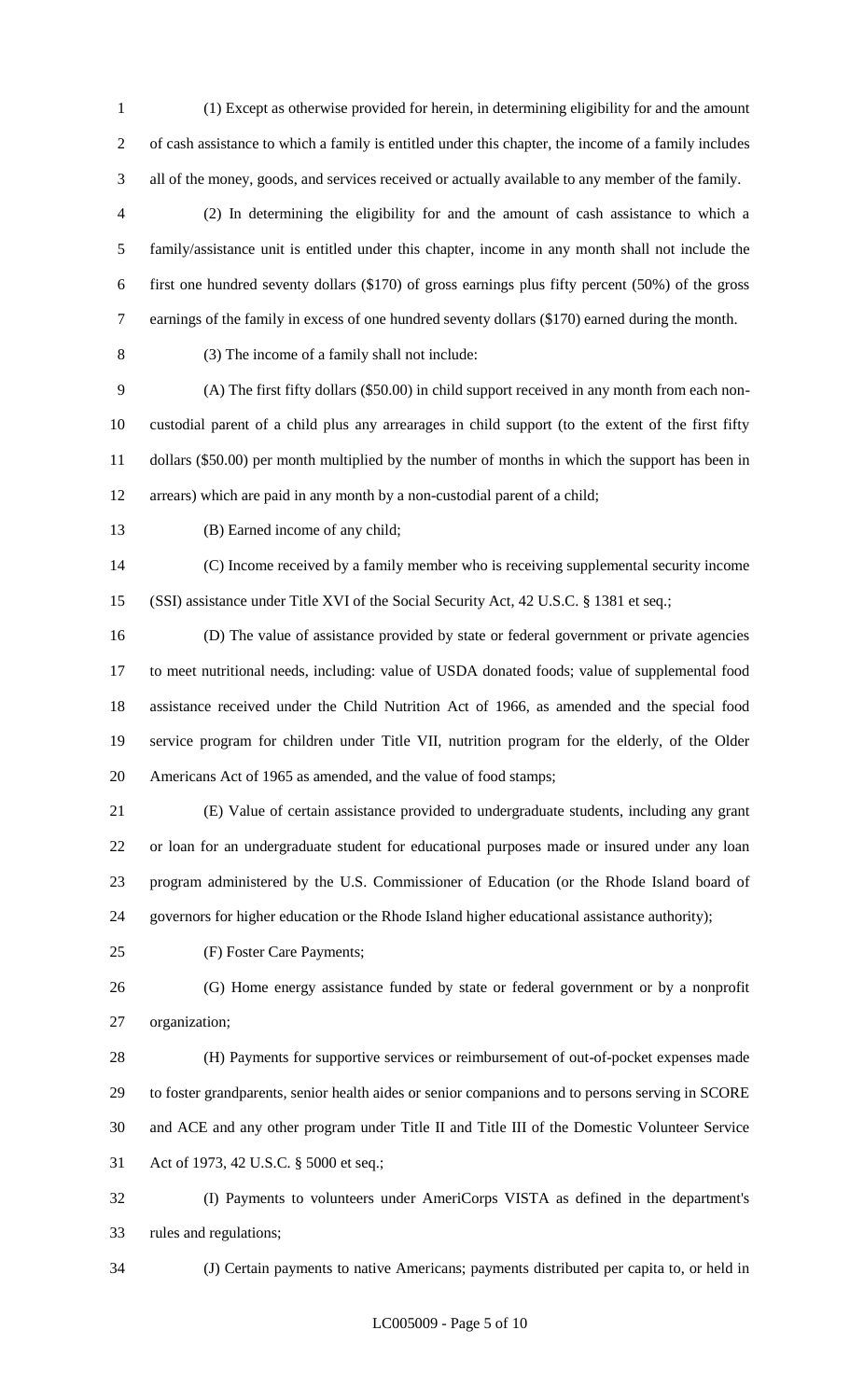(1) Except as otherwise provided for herein, in determining eligibility for and the amount of cash assistance to which a family is entitled under this chapter, the income of a family includes all of the money, goods, and services received or actually available to any member of the family.

(2) In determining the eligibility for and the amount of cash assistance to which a family/assistance unit is entitled under this chapter, income in any month shall not include the first one hundred seventy dollars ($170) of gross earnings plus fifty percent (50%) of the gross earnings of the family in excess of one hundred seventy dollars ($170) earned during the month.

(3) The income of a family shall not include:

(A) The first fifty dollars ($50.00) in child support received in any month from each non-custodial parent of a child plus any arrearages in child support (to the extent of the first fifty dollars ($50.00) per month multiplied by the number of months in which the support has been in arrears) which are paid in any month by a non-custodial parent of a child;

(B) Earned income of any child;

(C) Income received by a family member who is receiving supplemental security income (SSI) assistance under Title XVI of the Social Security Act, 42 U.S.C. § 1381 et seq.;

(D) The value of assistance provided by state or federal government or private agencies to meet nutritional needs, including: value of USDA donated foods; value of supplemental food assistance received under the Child Nutrition Act of 1966, as amended and the special food service program for children under Title VII, nutrition program for the elderly, of the Older Americans Act of 1965 as amended, and the value of food stamps;

(E) Value of certain assistance provided to undergraduate students, including any grant or loan for an undergraduate student for educational purposes made or insured under any loan program administered by the U.S. Commissioner of Education (or the Rhode Island board of governors for higher education or the Rhode Island higher educational assistance authority);

(F) Foster Care Payments;

(G) Home energy assistance funded by state or federal government or by a nonprofit organization;

(H) Payments for supportive services or reimbursement of out-of-pocket expenses made to foster grandparents, senior health aides or senior companions and to persons serving in SCORE and ACE and any other program under Title II and Title III of the Domestic Volunteer Service Act of 1973, 42 U.S.C. § 5000 et seq.;

(I) Payments to volunteers under AmeriCorps VISTA as defined in the department's rules and regulations;

(J) Certain payments to native Americans; payments distributed per capita to, or held in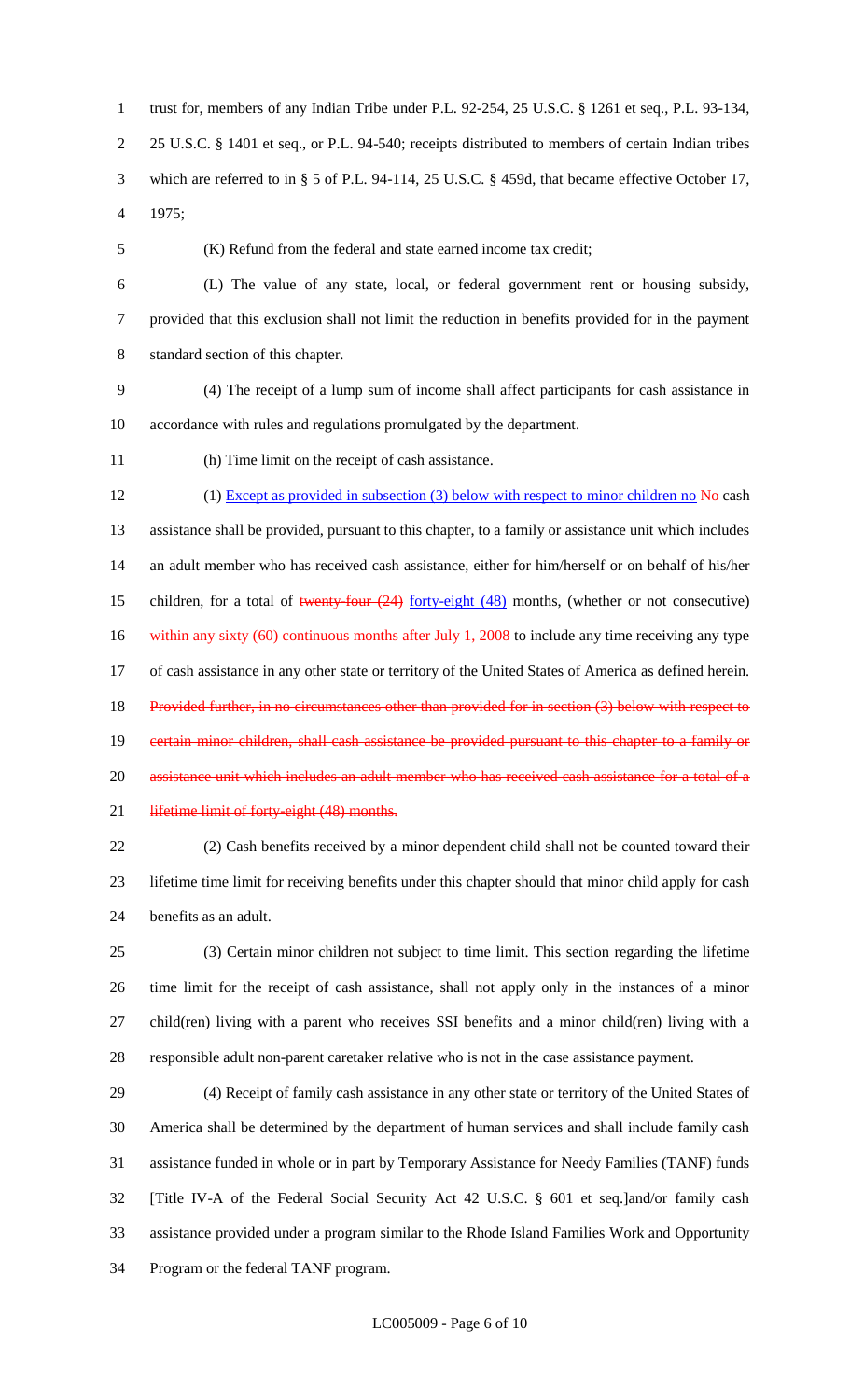trust for, members of any Indian Tribe under P.L. 92-254, 25 U.S.C. § 1261 et seq., P.L. 93-134, 25 U.S.C. § 1401 et seq., or P.L. 94-540; receipts distributed to members of certain Indian tribes which are referred to in § 5 of P.L. 94-114, 25 U.S.C. § 459d, that became effective October 17, 1975;

(K) Refund from the federal and state earned income tax credit;

(L) The value of any state, local, or federal government rent or housing subsidy, provided that this exclusion shall not limit the reduction in benefits provided for in the payment standard section of this chapter.

(4) The receipt of a lump sum of income shall affect participants for cash assistance in accordance with rules and regulations promulgated by the department.

(h) Time limit on the receipt of cash assistance.

(1) Except as provided in subsection (3) below with respect to minor children no ~~No~~ cash assistance shall be provided, pursuant to this chapter, to a family or assistance unit which includes an adult member who has received cash assistance, either for him/herself or on behalf of his/her children, for a total of ~~twenty-four (24)~~ forty-eight (48) months, (whether or not consecutive) ~~within any sixty (60) continuous months after July 1, 2008~~ to include any time receiving any type of cash assistance in any other state or territory of the United States of America as defined herein. ~~Provided further, in no circumstances other than provided for in section (3) below with respect to certain minor children, shall cash assistance be provided pursuant to this chapter to a family or assistance unit which includes an adult member who has received cash assistance for a total of a lifetime limit of forty-eight (48) months.~~

(2) Cash benefits received by a minor dependent child shall not be counted toward their lifetime time limit for receiving benefits under this chapter should that minor child apply for cash benefits as an adult.

(3) Certain minor children not subject to time limit. This section regarding the lifetime time limit for the receipt of cash assistance, shall not apply only in the instances of a minor child(ren) living with a parent who receives SSI benefits and a minor child(ren) living with a responsible adult non-parent caretaker relative who is not in the case assistance payment.

(4) Receipt of family cash assistance in any other state or territory of the United States of America shall be determined by the department of human services and shall include family cash assistance funded in whole or in part by Temporary Assistance for Needy Families (TANF) funds [Title IV-A of the Federal Social Security Act 42 U.S.C. § 601 et seq.]and/or family cash assistance provided under a program similar to the Rhode Island Families Work and Opportunity Program or the federal TANF program.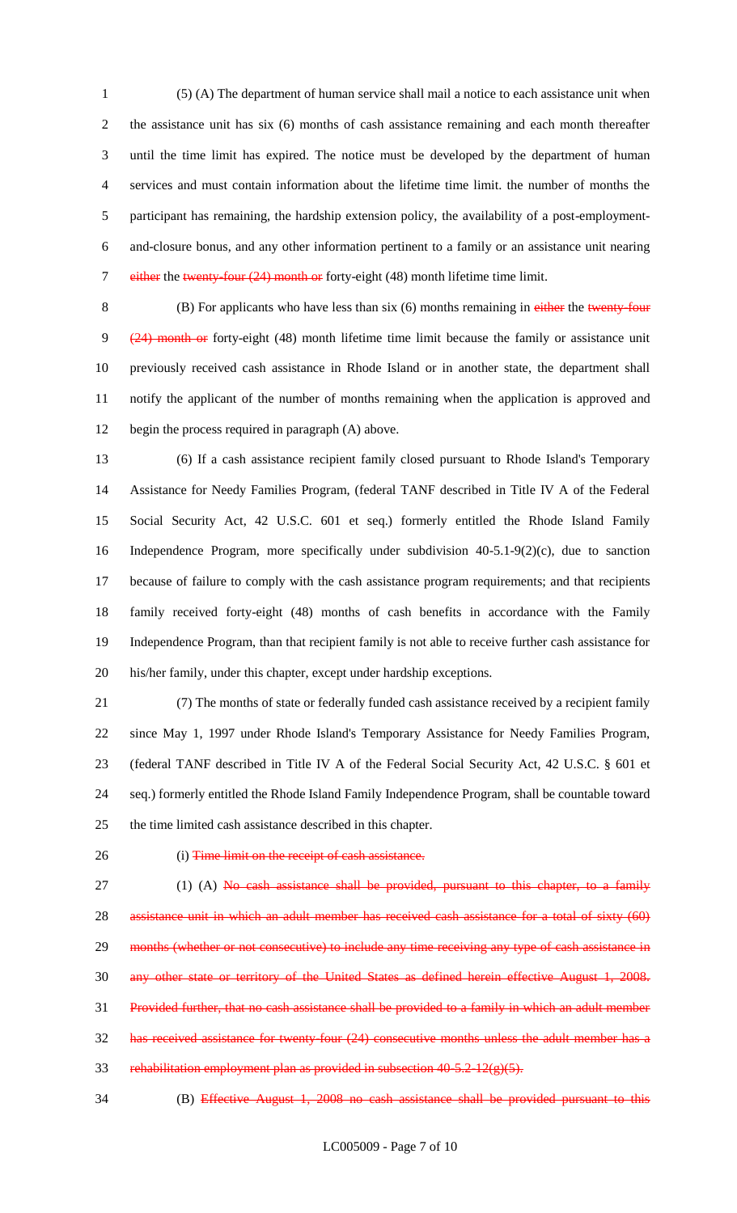(5) (A) The department of human service shall mail a notice to each assistance unit when the assistance unit has six (6) months of cash assistance remaining and each month thereafter until the time limit has expired. The notice must be developed by the department of human services and must contain information about the lifetime time limit. the number of months the participant has remaining, the hardship extension policy, the availability of a post-employment-and-closure bonus, and any other information pertinent to a family or an assistance unit nearing ~~either~~ the ~~twenty-four (24) month or~~ forty-eight (48) month lifetime time limit.

(B) For applicants who have less than six (6) months remaining in ~~either~~ the ~~twenty-four (24) month or~~ forty-eight (48) month lifetime time limit because the family or assistance unit previously received cash assistance in Rhode Island or in another state, the department shall notify the applicant of the number of months remaining when the application is approved and begin the process required in paragraph (A) above.

(6) If a cash assistance recipient family closed pursuant to Rhode Island's Temporary Assistance for Needy Families Program, (federal TANF described in Title IV A of the Federal Social Security Act, 42 U.S.C. 601 et seq.) formerly entitled the Rhode Island Family Independence Program, more specifically under subdivision 40-5.1-9(2)(c), due to sanction because of failure to comply with the cash assistance program requirements; and that recipients family received forty-eight (48) months of cash benefits in accordance with the Family Independence Program, than that recipient family is not able to receive further cash assistance for his/her family, under this chapter, except under hardship exceptions.

(7) The months of state or federally funded cash assistance received by a recipient family since May 1, 1997 under Rhode Island's Temporary Assistance for Needy Families Program, (federal TANF described in Title IV A of the Federal Social Security Act, 42 U.S.C. § 601 et seq.) formerly entitled the Rhode Island Family Independence Program, shall be countable toward the time limited cash assistance described in this chapter.

(i) ~~Time limit on the receipt of cash assistance.~~

(1) (A) ~~No cash assistance shall be provided, pursuant to this chapter, to a family assistance unit in which an adult member has received cash assistance for a total of sixty (60) months (whether or not consecutive) to include any time receiving any type of cash assistance in any other state or territory of the United States as defined herein effective August 1, 2008. Provided further, that no cash assistance shall be provided to a family in which an adult member has received assistance for twenty-four (24) consecutive months unless the adult member has a rehabilitation employment plan as provided in subsection 40-5.2-12(g)(5).~~

(B) ~~Effective August 1, 2008 no cash assistance shall be provided pursuant to this~~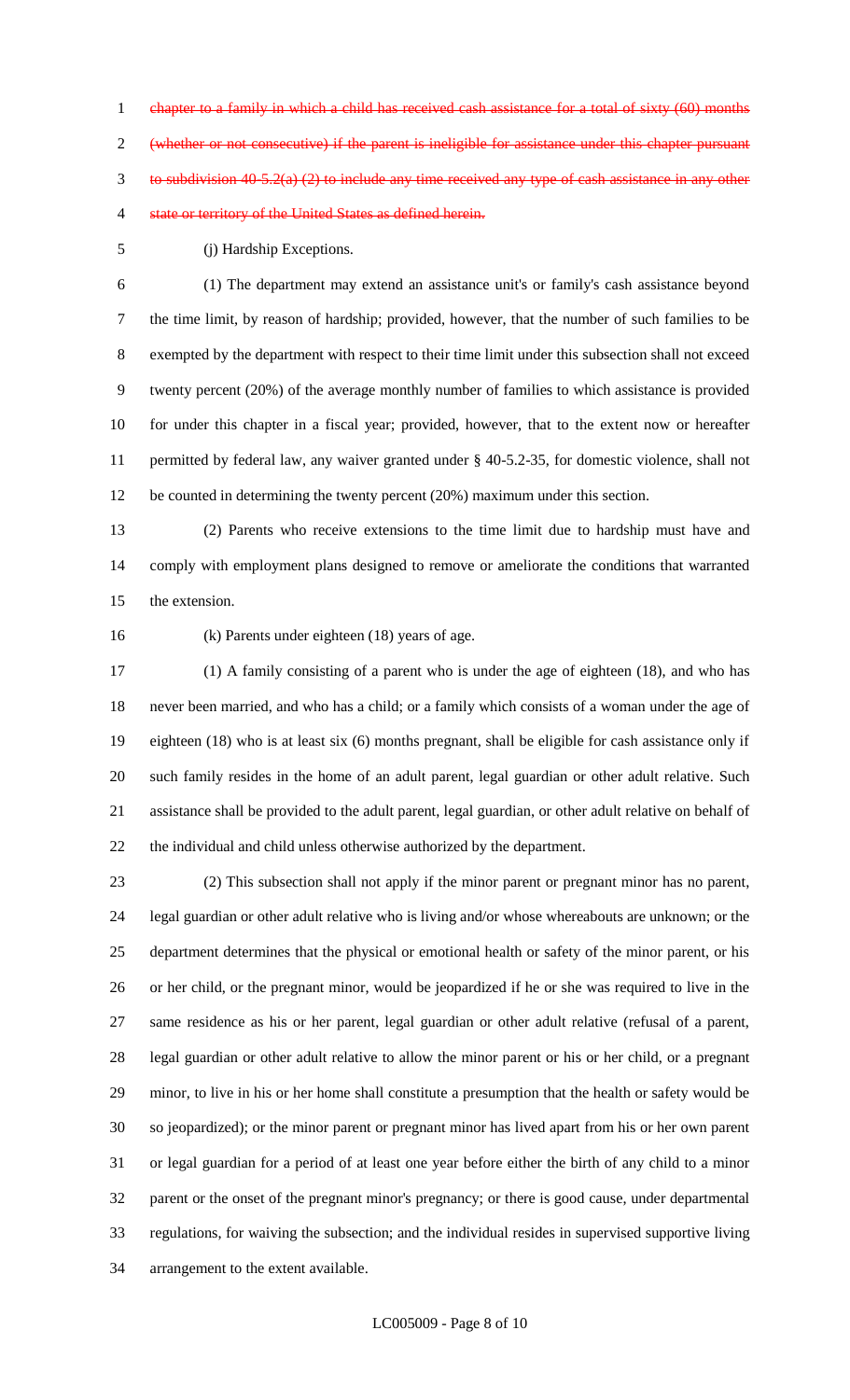~~chapter to a family in which a child has received cash assistance for a total of sixty (60) months (whether or not consecutive) if the parent is ineligible for assistance under this chapter pursuant to subdivision 40-5.2(a) (2) to include any time received any type of cash assistance in any other state or territory of the United States as defined herein.~~

(j) Hardship Exceptions.

(1) The department may extend an assistance unit's or family's cash assistance beyond the time limit, by reason of hardship; provided, however, that the number of such families to be exempted by the department with respect to their time limit under this subsection shall not exceed twenty percent (20%) of the average monthly number of families to which assistance is provided for under this chapter in a fiscal year; provided, however, that to the extent now or hereafter permitted by federal law, any waiver granted under § 40-5.2-35, for domestic violence, shall not be counted in determining the twenty percent (20%) maximum under this section.

(2) Parents who receive extensions to the time limit due to hardship must have and comply with employment plans designed to remove or ameliorate the conditions that warranted the extension.

(k) Parents under eighteen (18) years of age.

(1) A family consisting of a parent who is under the age of eighteen (18), and who has never been married, and who has a child; or a family which consists of a woman under the age of eighteen (18) who is at least six (6) months pregnant, shall be eligible for cash assistance only if such family resides in the home of an adult parent, legal guardian or other adult relative. Such assistance shall be provided to the adult parent, legal guardian, or other adult relative on behalf of the individual and child unless otherwise authorized by the department.

(2) This subsection shall not apply if the minor parent or pregnant minor has no parent, legal guardian or other adult relative who is living and/or whose whereabouts are unknown; or the department determines that the physical or emotional health or safety of the minor parent, or his or her child, or the pregnant minor, would be jeopardized if he or she was required to live in the same residence as his or her parent, legal guardian or other adult relative (refusal of a parent, legal guardian or other adult relative to allow the minor parent or his or her child, or a pregnant minor, to live in his or her home shall constitute a presumption that the health or safety would be so jeopardized); or the minor parent or pregnant minor has lived apart from his or her own parent or legal guardian for a period of at least one year before either the birth of any child to a minor parent or the onset of the pregnant minor's pregnancy; or there is good cause, under departmental regulations, for waiving the subsection; and the individual resides in supervised supportive living arrangement to the extent available.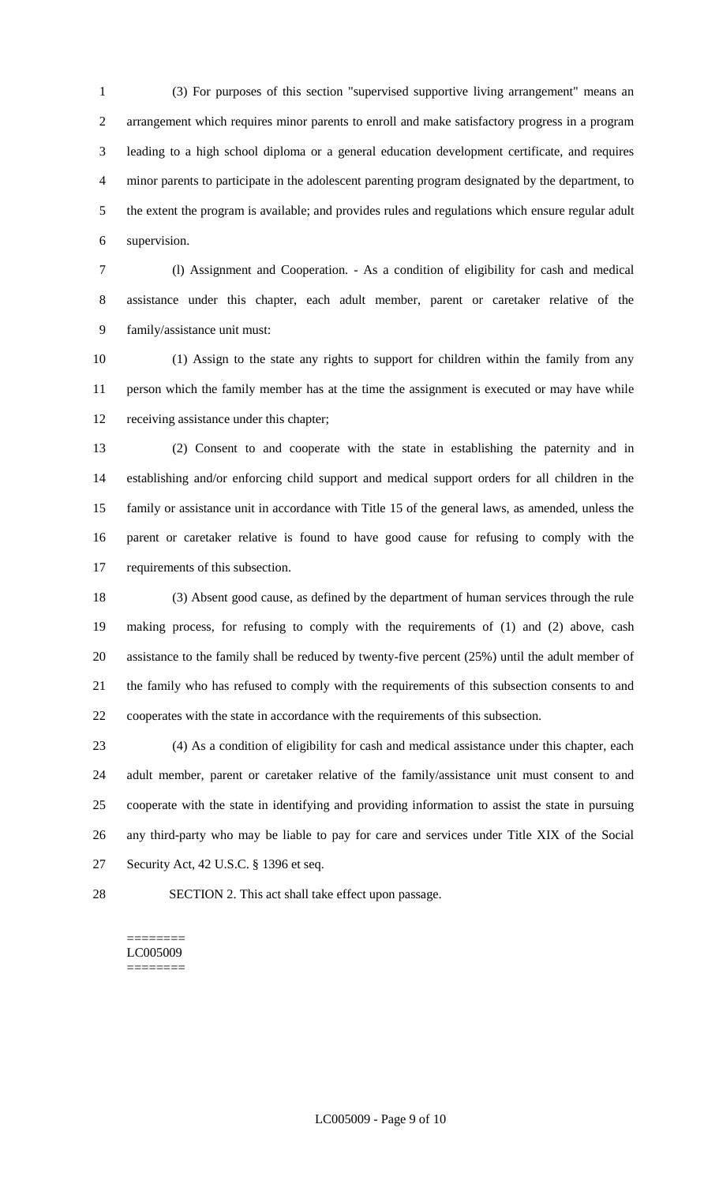(3) For purposes of this section "supervised supportive living arrangement" means an arrangement which requires minor parents to enroll and make satisfactory progress in a program leading to a high school diploma or a general education development certificate, and requires minor parents to participate in the adolescent parenting program designated by the department, to the extent the program is available; and provides rules and regulations which ensure regular adult supervision.

(l) Assignment and Cooperation. - As a condition of eligibility for cash and medical assistance under this chapter, each adult member, parent or caretaker relative of the family/assistance unit must:

(1) Assign to the state any rights to support for children within the family from any person which the family member has at the time the assignment is executed or may have while receiving assistance under this chapter;

(2) Consent to and cooperate with the state in establishing the paternity and in establishing and/or enforcing child support and medical support orders for all children in the family or assistance unit in accordance with Title 15 of the general laws, as amended, unless the parent or caretaker relative is found to have good cause for refusing to comply with the requirements of this subsection.

(3) Absent good cause, as defined by the department of human services through the rule making process, for refusing to comply with the requirements of (1) and (2) above, cash assistance to the family shall be reduced by twenty-five percent (25%) until the adult member of the family who has refused to comply with the requirements of this subsection consents to and cooperates with the state in accordance with the requirements of this subsection.

(4) As a condition of eligibility for cash and medical assistance under this chapter, each adult member, parent or caretaker relative of the family/assistance unit must consent to and cooperate with the state in identifying and providing information to assist the state in pursuing any third-party who may be liable to pay for care and services under Title XIX of the Social Security Act, 42 U.S.C. § 1396 et seq.

SECTION 2. This act shall take effect upon passage.

========
LC005009
========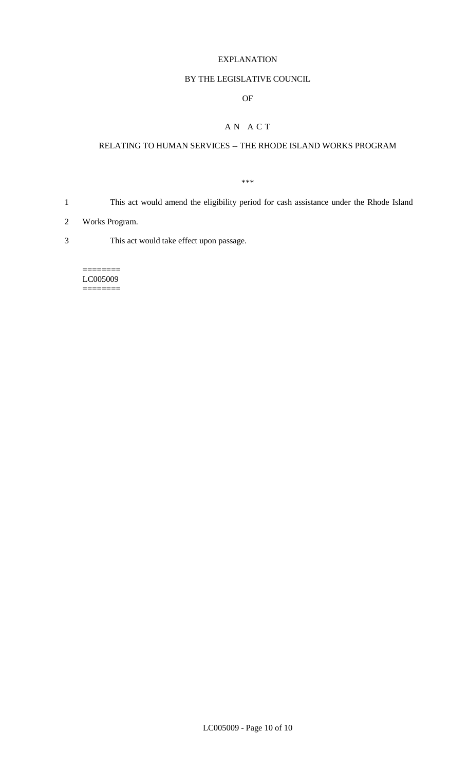EXPLANATION

BY THE LEGISLATIVE COUNCIL

OF

A N A C T

RELATING TO HUMAN SERVICES -- THE RHODE ISLAND WORKS PROGRAM

\*\*\*

1 This act would amend the eligibility period for cash assistance under the Rhode Island
2 Works Program.

3 This act would take effect upon passage.

========
LC005009
========